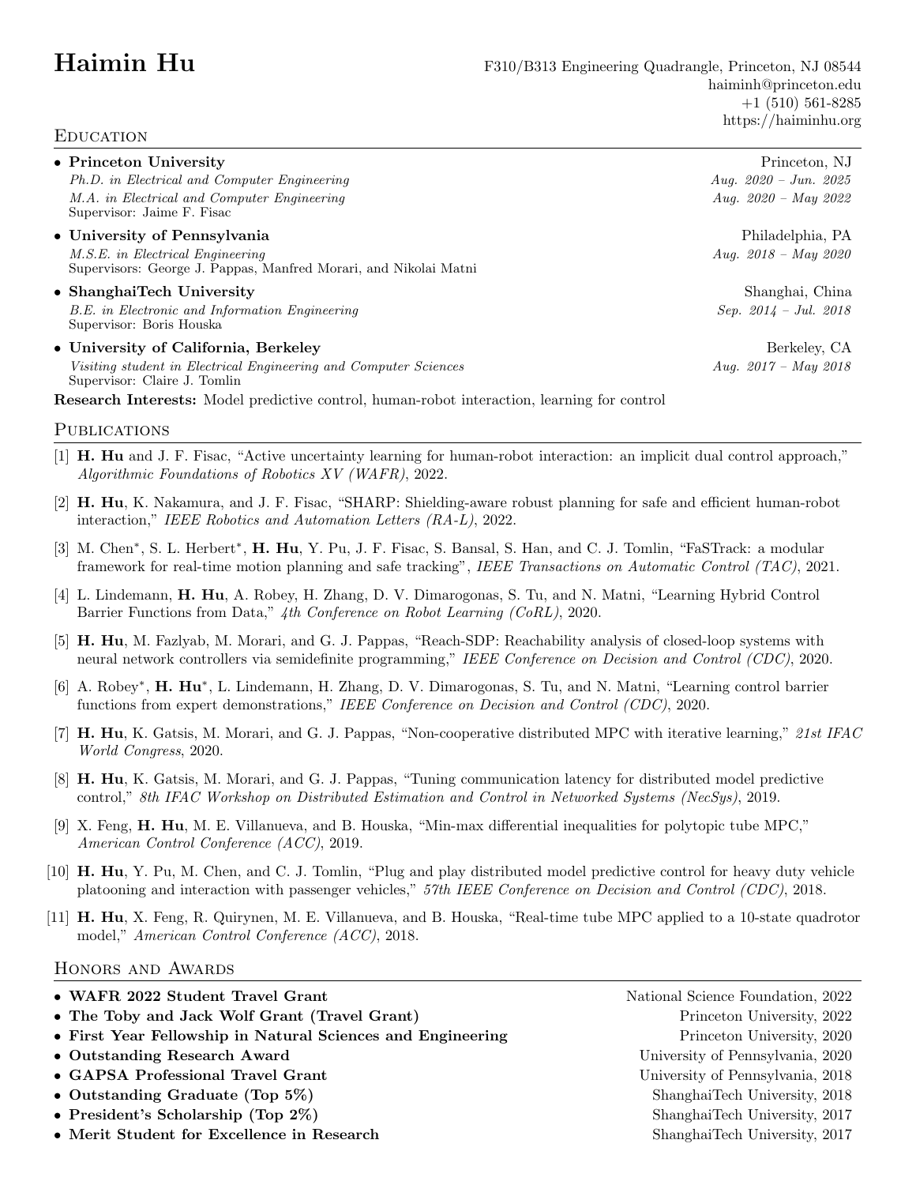# Haimin Hu

F310/B313 Engineering Quadrangle, Princeton, NJ 08544
haiminh@princeton.edu
+1 (510) 561-8285
https://haiminhu.org

## Education

- **Princeton University** — Princeton, NJ
  *Ph.D. in Electrical and Computer Engineering* — *Aug. 2020 – Jun. 2025*
  *M.A. in Electrical and Computer Engineering* — *Aug. 2020 – May 2022*
  Supervisor: Jaime F. Fisac
- **University of Pennsylvania** — Philadelphia, PA
  *M.S.E. in Electrical Engineering* — *Aug. 2018 – May 2020*
  Supervisors: George J. Pappas, Manfred Morari, and Nikolai Matni
- **ShanghaiTech University** — Shanghai, China
  *B.E. in Electronic and Information Engineering* — *Sep. 2014 – Jul. 2018*
  Supervisor: Boris Houska
- **University of California, Berkeley** — Berkeley, CA
  *Visiting student in Electrical Engineering and Computer Sciences* — *Aug. 2017 – May 2018*
  Supervisor: Claire J. Tomlin

**Research Interests:** Model predictive control, human-robot interaction, learning for control

## Publications

[1] **H. Hu** and J. F. Fisac, "Active uncertainty learning for human-robot interaction: an implicit dual control approach," *Algorithmic Foundations of Robotics XV (WAFR)*, 2022.

[2] **H. Hu**, K. Nakamura, and J. F. Fisac, "SHARP: Shielding-aware robust planning for safe and efficient human-robot interaction," *IEEE Robotics and Automation Letters (RA-L)*, 2022.

[3] M. Chen*, S. L. Herbert*, **H. Hu**, Y. Pu, J. F. Fisac, S. Bansal, S. Han, and C. J. Tomlin, "FaSTrack: a modular framework for real-time motion planning and safe tracking", *IEEE Transactions on Automatic Control (TAC)*, 2021.

[4] L. Lindemann, **H. Hu**, A. Robey, H. Zhang, D. V. Dimarogonas, S. Tu, and N. Matni, "Learning Hybrid Control Barrier Functions from Data," *4th Conference on Robot Learning (CoRL)*, 2020.

[5] **H. Hu**, M. Fazlyab, M. Morari, and G. J. Pappas, "Reach-SDP: Reachability analysis of closed-loop systems with neural network controllers via semidefinite programming," *IEEE Conference on Decision and Control (CDC)*, 2020.

[6] A. Robey*, **H. Hu***, L. Lindemann, H. Zhang, D. V. Dimarogonas, S. Tu, and N. Matni, "Learning control barrier functions from expert demonstrations," *IEEE Conference on Decision and Control (CDC)*, 2020.

[7] **H. Hu**, K. Gatsis, M. Morari, and G. J. Pappas, "Non-cooperative distributed MPC with iterative learning," *21st IFAC World Congress*, 2020.

[8] **H. Hu**, K. Gatsis, M. Morari, and G. J. Pappas, "Tuning communication latency for distributed model predictive control," *8th IFAC Workshop on Distributed Estimation and Control in Networked Systems (NecSys)*, 2019.

[9] X. Feng, **H. Hu**, M. E. Villanueva, and B. Houska, "Min-max differential inequalities for polytopic tube MPC," *American Control Conference (ACC)*, 2019.

[10] **H. Hu**, Y. Pu, M. Chen, and C. J. Tomlin, "Plug and play distributed model predictive control for heavy duty vehicle platooning and interaction with passenger vehicles," *57th IEEE Conference on Decision and Control (CDC)*, 2018.

[11] **H. Hu**, X. Feng, R. Quirynen, M. E. Villanueva, and B. Houska, "Real-time tube MPC applied to a 10-state quadrotor model," *American Control Conference (ACC)*, 2018.

## Honors and Awards

- **WAFR 2022 Student Travel Grant** — National Science Foundation, 2022
- **The Toby and Jack Wolf Grant (Travel Grant)** — Princeton University, 2022
- **First Year Fellowship in Natural Sciences and Engineering** — Princeton University, 2020
- **Outstanding Research Award** — University of Pennsylvania, 2020
- **GAPSA Professional Travel Grant** — University of Pennsylvania, 2018
- **Outstanding Graduate (Top 5%)** — ShanghaiTech University, 2018
- **President's Scholarship (Top 2%)** — ShanghaiTech University, 2017
- **Merit Student for Excellence in Research** — ShanghaiTech University, 2017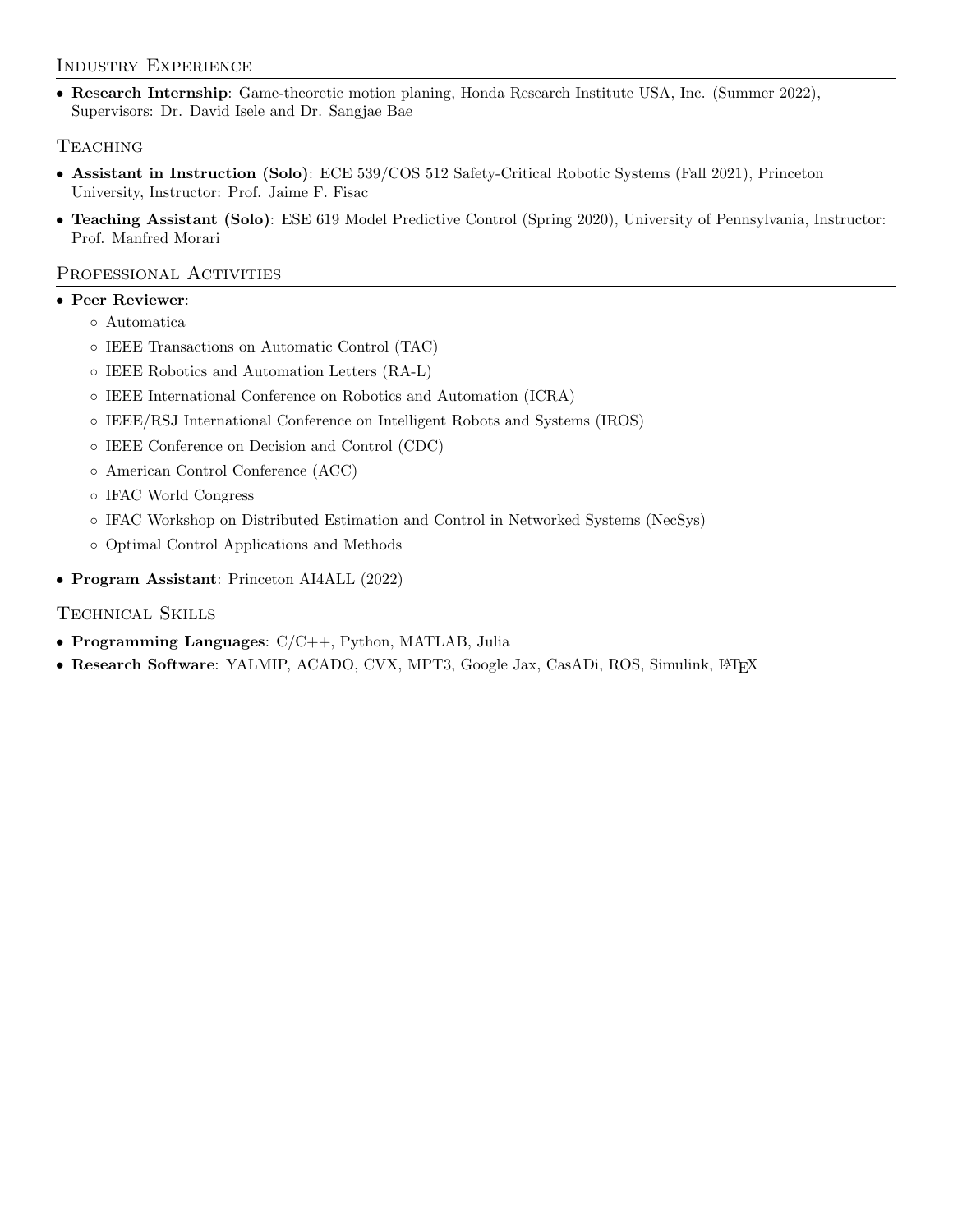## Industry Experience

- **Research Internship**: Game-theoretic motion planing, Honda Research Institute USA, Inc. (Summer 2022), Supervisors: Dr. David Isele and Dr. Sangjae Bae

## Teaching

- **Assistant in Instruction (Solo)**: ECE 539/COS 512 Safety-Critical Robotic Systems (Fall 2021), Princeton University, Instructor: Prof. Jaime F. Fisac
- **Teaching Assistant (Solo)**: ESE 619 Model Predictive Control (Spring 2020), University of Pennsylvania, Instructor: Prof. Manfred Morari

## Professional Activities

- **Peer Reviewer**:
  - Automatica
  - IEEE Transactions on Automatic Control (TAC)
  - IEEE Robotics and Automation Letters (RA-L)
  - IEEE International Conference on Robotics and Automation (ICRA)
  - IEEE/RSJ International Conference on Intelligent Robots and Systems (IROS)
  - IEEE Conference on Decision and Control (CDC)
  - American Control Conference (ACC)
  - IFAC World Congress
  - IFAC Workshop on Distributed Estimation and Control in Networked Systems (NecSys)
  - Optimal Control Applications and Methods
- **Program Assistant**: Princeton AI4ALL (2022)

## Technical Skills

- **Programming Languages**: C/C++, Python, MATLAB, Julia
- **Research Software**: YALMIP, ACADO, CVX, MPT3, Google Jax, CasADi, ROS, Simulink, LaTeX